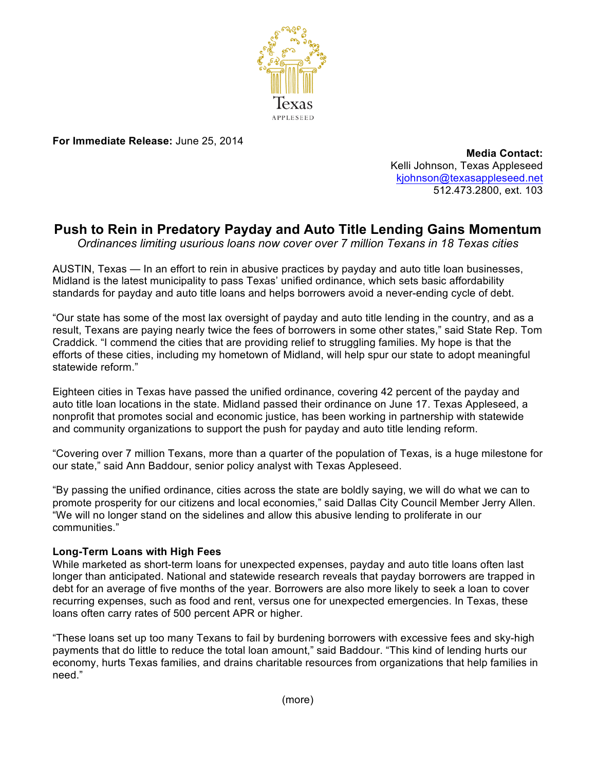Texas
APPLESEED

**For Immediate Release:** June 25, 2014

**Media Contact:**
Kelli Johnson, Texas Appleseed
kjohnson@texasappleseed.net
512.473.2800, ext. 103

# Push to Rein in Predatory Payday and Auto Title Lending Gains Momentum

*Ordinances limiting usurious loans now cover over 7 million Texans in 18 Texas cities*

AUSTIN, Texas — In an effort to rein in abusive practices by payday and auto title loan businesses, Midland is the latest municipality to pass Texas' unified ordinance, which sets basic affordability standards for payday and auto title loans and helps borrowers avoid a never-ending cycle of debt.

"Our state has some of the most lax oversight of payday and auto title lending in the country, and as a result, Texans are paying nearly twice the fees of borrowers in some other states," said State Rep. Tom Craddick. "I commend the cities that are providing relief to struggling families. My hope is that the efforts of these cities, including my hometown of Midland, will help spur our state to adopt meaningful statewide reform."

Eighteen cities in Texas have passed the unified ordinance, covering 42 percent of the payday and auto title loan locations in the state. Midland passed their ordinance on June 17. Texas Appleseed, a nonprofit that promotes social and economic justice, has been working in partnership with statewide and community organizations to support the push for payday and auto title lending reform.

"Covering over 7 million Texans, more than a quarter of the population of Texas, is a huge milestone for our state," said Ann Baddour, senior policy analyst with Texas Appleseed.

"By passing the unified ordinance, cities across the state are boldly saying, we will do what we can to promote prosperity for our citizens and local economies," said Dallas City Council Member Jerry Allen. "We will no longer stand on the sidelines and allow this abusive lending to proliferate in our communities."

### Long-Term Loans with High Fees

While marketed as short-term loans for unexpected expenses, payday and auto title loans often last longer than anticipated. National and statewide research reveals that payday borrowers are trapped in debt for an average of five months of the year. Borrowers are also more likely to seek a loan to cover recurring expenses, such as food and rent, versus one for unexpected emergencies. In Texas, these loans often carry rates of 500 percent APR or higher.

"These loans set up too many Texans to fail by burdening borrowers with excessive fees and sky-high payments that do little to reduce the total loan amount," said Baddour. "This kind of lending hurts our economy, hurts Texas families, and drains charitable resources from organizations that help families in need."

(more)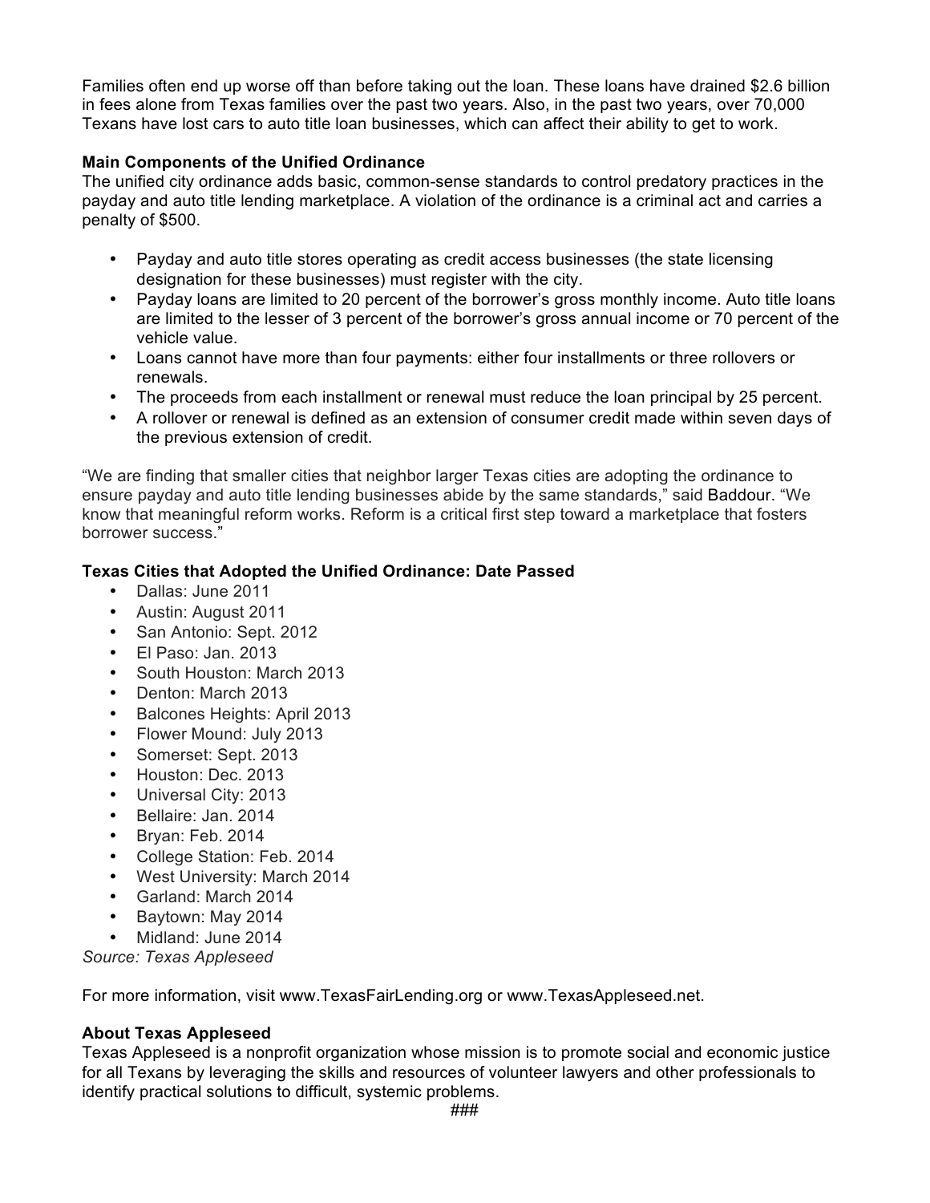Families often end up worse off than before taking out the loan. These loans have drained $2.6 billion in fees alone from Texas families over the past two years. Also, in the past two years, over 70,000 Texans have lost cars to auto title loan businesses, which can affect their ability to get to work.

**Main Components of the Unified Ordinance**

The unified city ordinance adds basic, common-sense standards to control predatory practices in the payday and auto title lending marketplace. A violation of the ordinance is a criminal act and carries a penalty of $500.

- Payday and auto title stores operating as credit access businesses (the state licensing designation for these businesses) must register with the city.
- Payday loans are limited to 20 percent of the borrower's gross monthly income. Auto title loans are limited to the lesser of 3 percent of the borrower's gross annual income or 70 percent of the vehicle value.
- Loans cannot have more than four payments: either four installments or three rollovers or renewals.
- The proceeds from each installment or renewal must reduce the loan principal by 25 percent.
- A rollover or renewal is defined as an extension of consumer credit made within seven days of the previous extension of credit.

"We are finding that smaller cities that neighbor larger Texas cities are adopting the ordinance to ensure payday and auto title lending businesses abide by the same standards," said Baddour. "We know that meaningful reform works. Reform is a critical first step toward a marketplace that fosters borrower success."

**Texas Cities that Adopted the Unified Ordinance: Date Passed**

- Dallas: June 2011
- Austin: August 2011
- San Antonio: Sept. 2012
- El Paso: Jan. 2013
- South Houston: March 2013
- Denton: March 2013
- Balcones Heights: April 2013
- Flower Mound: July 2013
- Somerset: Sept. 2013
- Houston: Dec. 2013
- Universal City: 2013
- Bellaire: Jan. 2014
- Bryan: Feb. 2014
- College Station: Feb. 2014
- West University: March 2014
- Garland: March 2014
- Baytown: May 2014
- Midland: June 2014

*Source: Texas Appleseed*

For more information, visit www.TexasFairLending.org or www.TexasAppleseed.net.

**About Texas Appleseed**

Texas Appleseed is a nonprofit organization whose mission is to promote social and economic justice for all Texans by leveraging the skills and resources of volunteer lawyers and other professionals to identify practical solutions to difficult, systemic problems.

###